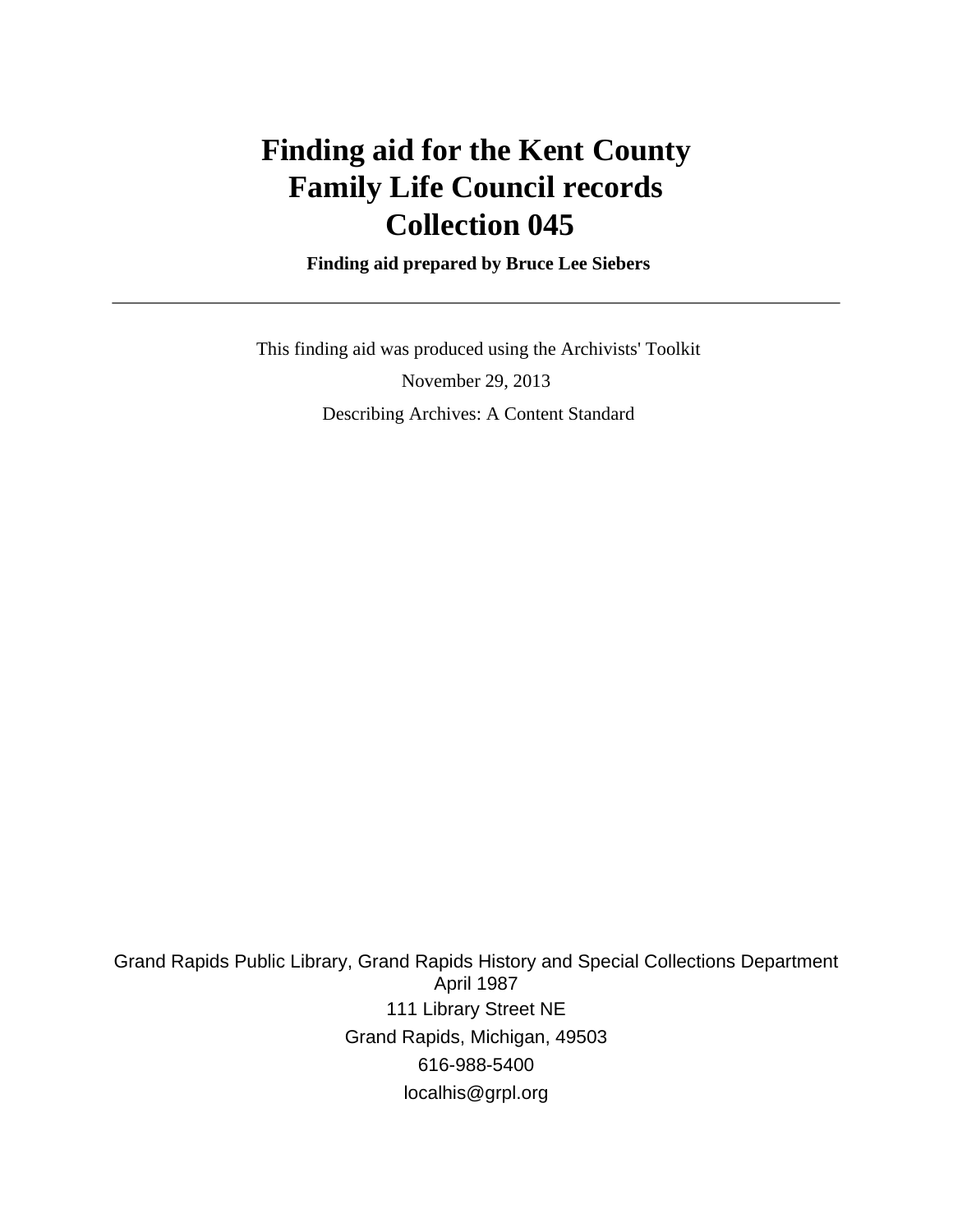# Finding aid for the Kent County Family Life Council records Collection 045

**Finding aid prepared by Bruce Lee Siebers**

---

This finding aid was produced using the Archivists' Toolkit

November 29, 2013

Describing Archives: A Content Standard

Grand Rapids Public Library, Grand Rapids History and Special Collections Department
April 1987
111 Library Street NE
Grand Rapids, Michigan, 49503
616-988-5400
localhis@grpl.org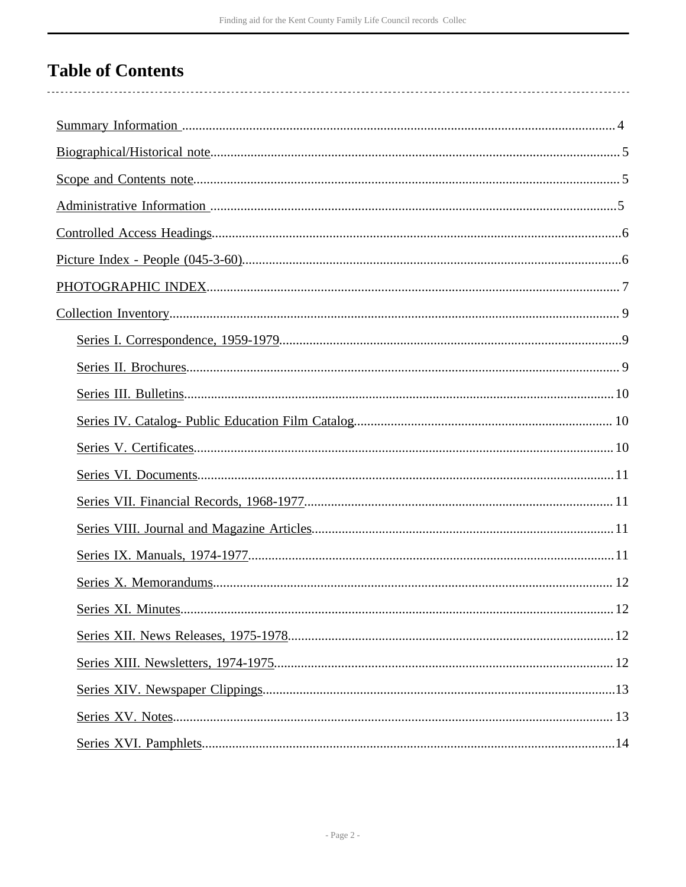# Table of Contents

Summary Information ........ 4

Biographical/Historical note ........ 5

Scope and Contents note ........ 5

Administrative Information ........ 5

Controlled Access Headings ........ 6

Picture Index - People (045-3-60) ........ 6

PHOTOGRAPHIC INDEX ........ 7

Collection Inventory ........ 9

- Series I. Correspondence, 1959-1979 ........ 9
- Series II. Brochures ........ 9
- Series III. Bulletins ........ 10
- Series IV. Catalog- Public Education Film Catalog ........ 10
- Series V. Certificates ........ 10
- Series VI. Documents ........ 11
- Series VII. Financial Records, 1968-1977 ........ 11
- Series VIII. Journal and Magazine Articles ........ 11
- Series IX. Manuals, 1974-1977 ........ 11
- Series X. Memorandums ........ 12
- Series XI. Minutes ........ 12
- Series XII. News Releases, 1975-1978 ........ 12
- Series XIII. Newsletters, 1974-1975 ........ 12
- Series XIV. Newspaper Clippings ........ 13
- Series XV. Notes ........ 13
- Series XVI. Pamphlets ........ 14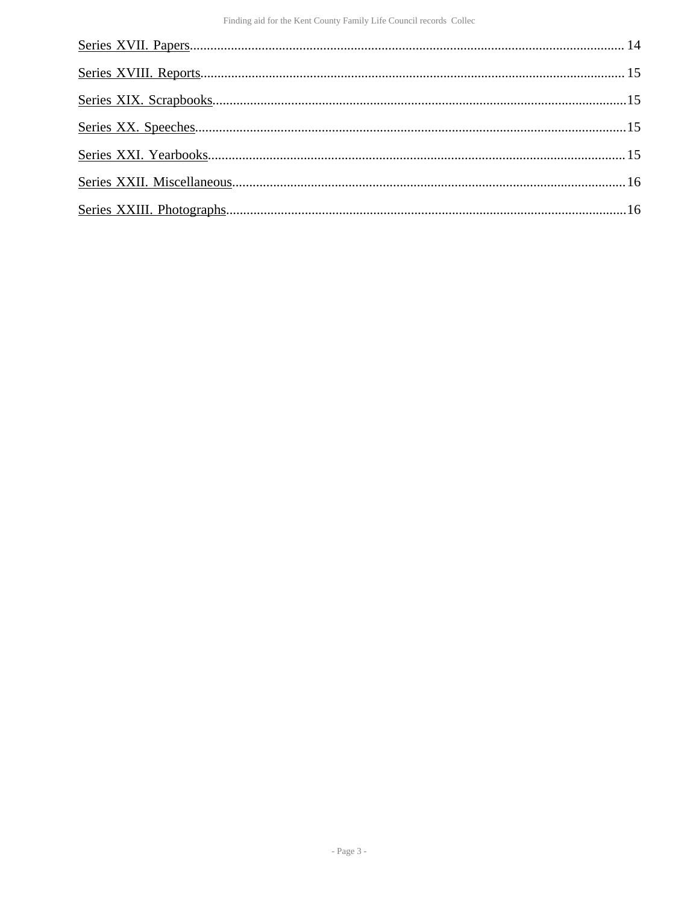Series XVII. Papers............................................................................................................................ 14

Series XVIII. Reports.......................................................................................................................... 15

Series XIX. Scrapbooks.......................................................................................................................15

Series XX. Speeches............................................................................................................................15

Series XXI. Yearbooks........................................................................................................................ 15

Series XXII. Miscellaneous.................................................................................................................16

Series XXIII. Photographs..................................................................................................................16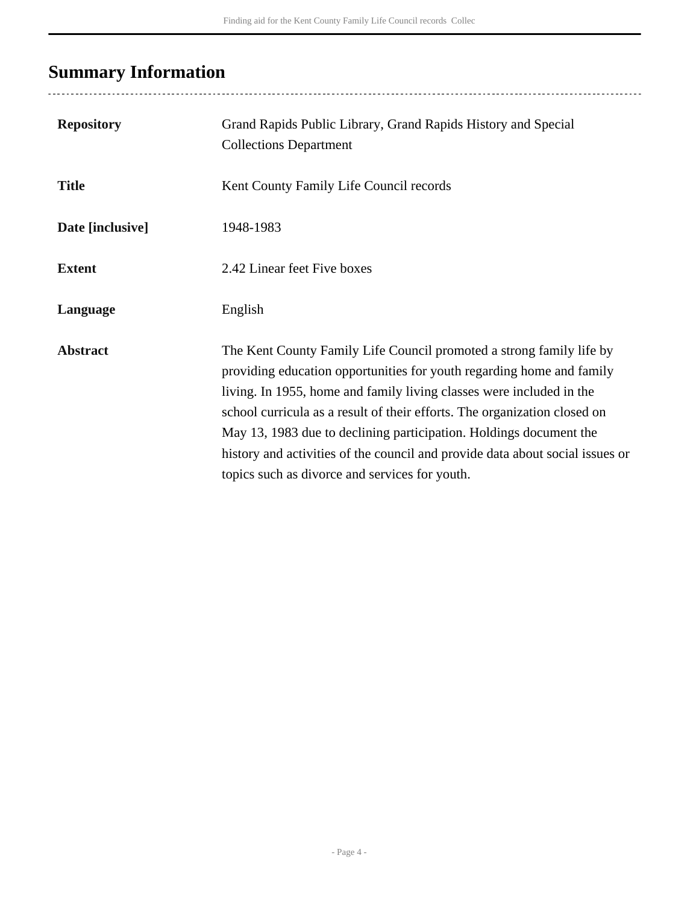## Summary Information

| | |
|---|---|
| **Repository** | Grand Rapids Public Library, Grand Rapids History and Special Collections Department |
| **Title** | Kent County Family Life Council records |
| **Date [inclusive]** | 1948-1983 |
| **Extent** | 2.42 Linear feet Five boxes |
| **Language** | English |
| **Abstract** | The Kent County Family Life Council promoted a strong family life by providing education opportunities for youth regarding home and family living. In 1955, home and family living classes were included in the school curricula as a result of their efforts. The organization closed on May 13, 1983 due to declining participation. Holdings document the history and activities of the council and provide data about social issues or topics such as divorce and services for youth. |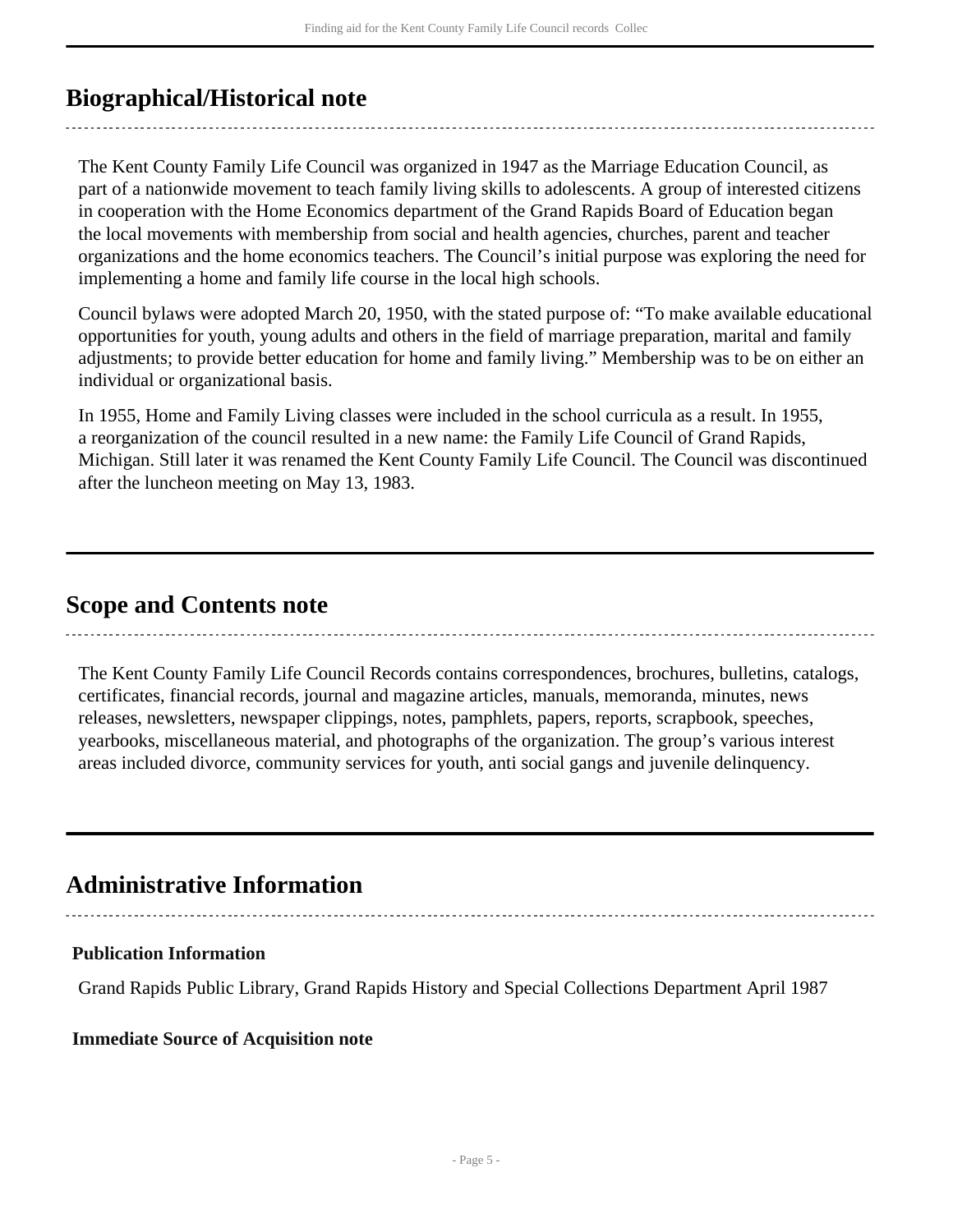## Biographical/Historical note

The Kent County Family Life Council was organized in 1947 as the Marriage Education Council, as part of a nationwide movement to teach family living skills to adolescents. A group of interested citizens in cooperation with the Home Economics department of the Grand Rapids Board of Education began the local movements with membership from social and health agencies, churches, parent and teacher organizations and the home economics teachers. The Council's initial purpose was exploring the need for implementing a home and family life course in the local high schools.

Council bylaws were adopted March 20, 1950, with the stated purpose of: "To make available educational opportunities for youth, young adults and others in the field of marriage preparation, marital and family adjustments; to provide better education for home and family living." Membership was to be on either an individual or organizational basis.

In 1955, Home and Family Living classes were included in the school curricula as a result. In 1955, a reorganization of the council resulted in a new name: the Family Life Council of Grand Rapids, Michigan. Still later it was renamed the Kent County Family Life Council. The Council was discontinued after the luncheon meeting on May 13, 1983.

## Scope and Contents note

The Kent County Family Life Council Records contains correspondences, brochures, bulletins, catalogs, certificates, financial records, journal and magazine articles, manuals, memoranda, minutes, news releases, newsletters, newspaper clippings, notes, pamphlets, papers, reports, scrapbook, speeches, yearbooks, miscellaneous material, and photographs of the organization. The group's various interest areas included divorce, community services for youth, anti social gangs and juvenile delinquency.

## Administrative Information

**Publication Information**

Grand Rapids Public Library, Grand Rapids History and Special Collections Department April 1987

**Immediate Source of Acquisition note**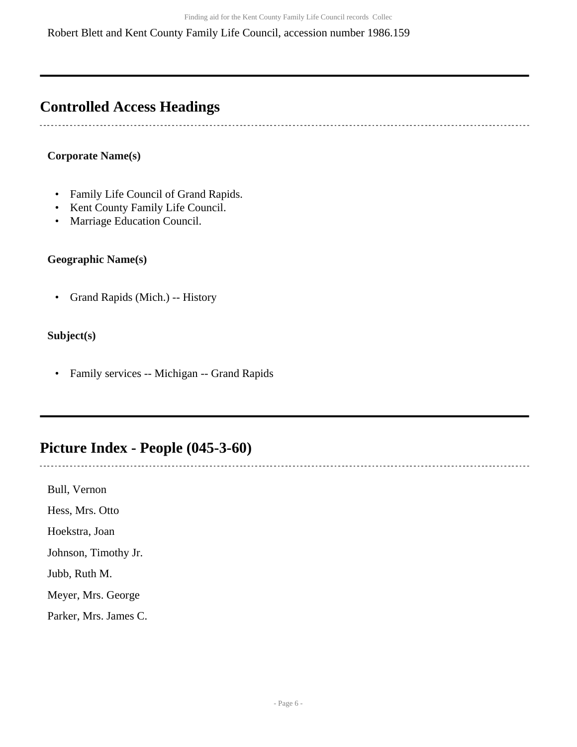Robert Blett and Kent County Family Life Council, accession number 1986.159

## Controlled Access Headings

**Corporate Name(s)**

- Family Life Council of Grand Rapids.
- Kent County Family Life Council.
- Marriage Education Council.

**Geographic Name(s)**

- Grand Rapids (Mich.) -- History

**Subject(s)**

- Family services -- Michigan -- Grand Rapids

## Picture Index - People (045-3-60)

Bull, Vernon

Hess, Mrs. Otto

Hoekstra, Joan

Johnson, Timothy Jr.

Jubb, Ruth M.

Meyer, Mrs. George

Parker, Mrs. James C.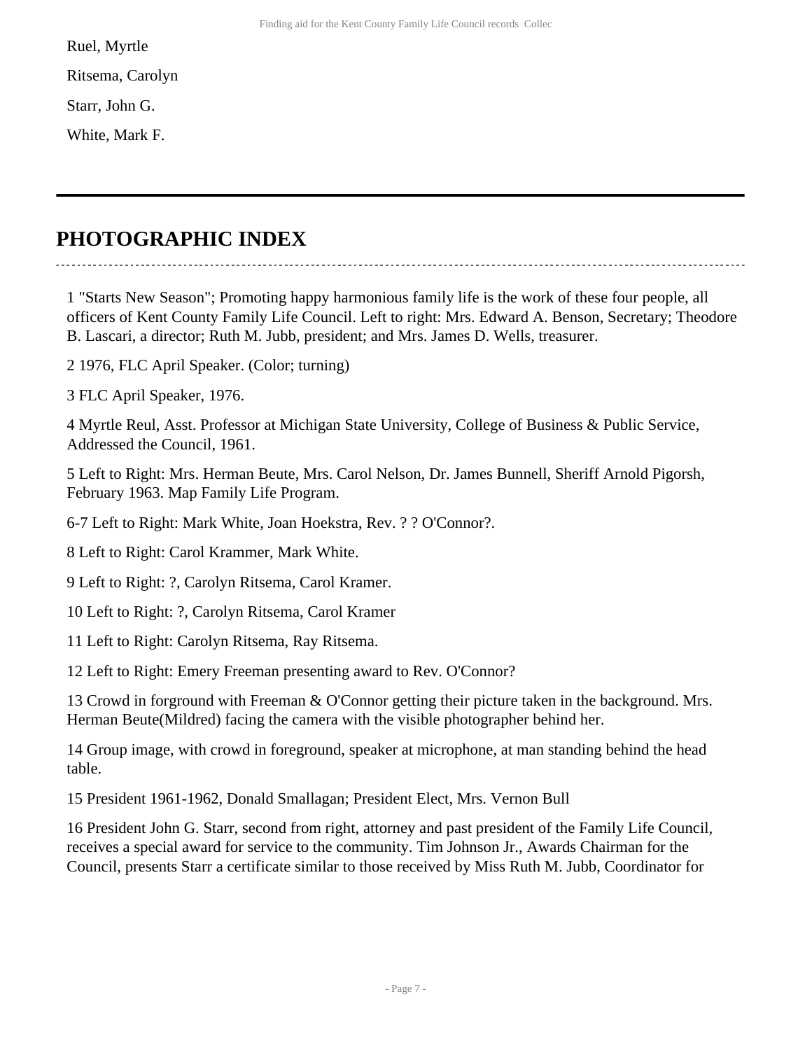Ruel, Myrtle

Ritsema, Carolyn

Starr, John G.

White, Mark F.

---

## PHOTOGRAPHIC INDEX

1 "Starts New Season"; Promoting happy harmonious family life is the work of these four people, all officers of Kent County Family Life Council. Left to right: Mrs. Edward A. Benson, Secretary; Theodore B. Lascari, a director; Ruth M. Jubb, president; and Mrs. James D. Wells, treasurer.

2 1976, FLC April Speaker. (Color; turning)

3 FLC April Speaker, 1976.

4 Myrtle Reul, Asst. Professor at Michigan State University, College of Business & Public Service, Addressed the Council, 1961.

5 Left to Right: Mrs. Herman Beute, Mrs. Carol Nelson, Dr. James Bunnell, Sheriff Arnold Pigorsh, February 1963. Map Family Life Program.

6-7 Left to Right: Mark White, Joan Hoekstra, Rev. ? ? O'Connor?.

8 Left to Right: Carol Krammer, Mark White.

9 Left to Right: ?, Carolyn Ritsema, Carol Kramer.

10 Left to Right: ?, Carolyn Ritsema, Carol Kramer

11 Left to Right: Carolyn Ritsema, Ray Ritsema.

12 Left to Right: Emery Freeman presenting award to Rev. O'Connor?

13 Crowd in forground with Freeman & O'Connor getting their picture taken in the background. Mrs. Herman Beute(Mildred) facing the camera with the visible photographer behind her.

14 Group image, with crowd in foreground, speaker at microphone, at man standing behind the head table.

15 President 1961-1962, Donald Smallagan; President Elect, Mrs. Vernon Bull

16 President John G. Starr, second from right, attorney and past president of the Family Life Council, receives a special award for service to the community. Tim Johnson Jr., Awards Chairman for the Council, presents Starr a certificate similar to those received by Miss Ruth M. Jubb, Coordinator for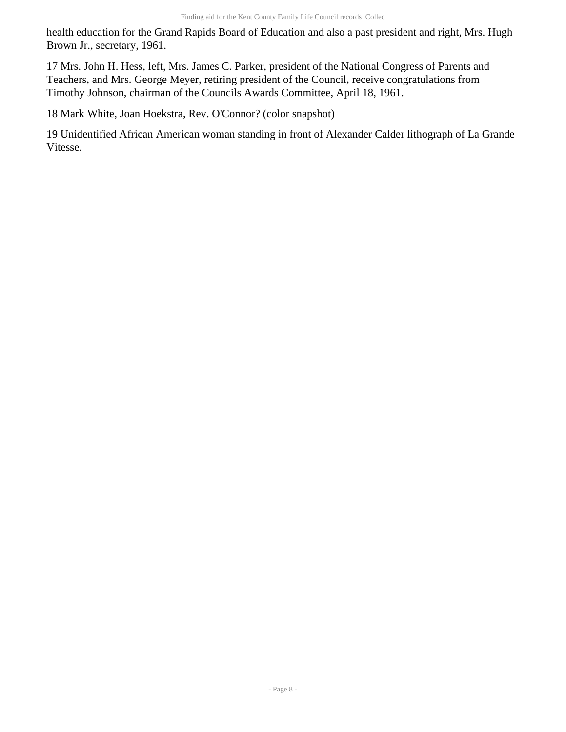health education for the Grand Rapids Board of Education and also a past president and right, Mrs. Hugh Brown Jr., secretary, 1961.

17 Mrs. John H. Hess, left, Mrs. James C. Parker, president of the National Congress of Parents and Teachers, and Mrs. George Meyer, retiring president of the Council, receive congratulations from Timothy Johnson, chairman of the Councils Awards Committee, April 18, 1961.

18 Mark White, Joan Hoekstra, Rev. O'Connor? (color snapshot)

19 Unidentified African American woman standing in front of Alexander Calder lithograph of La Grande Vitesse.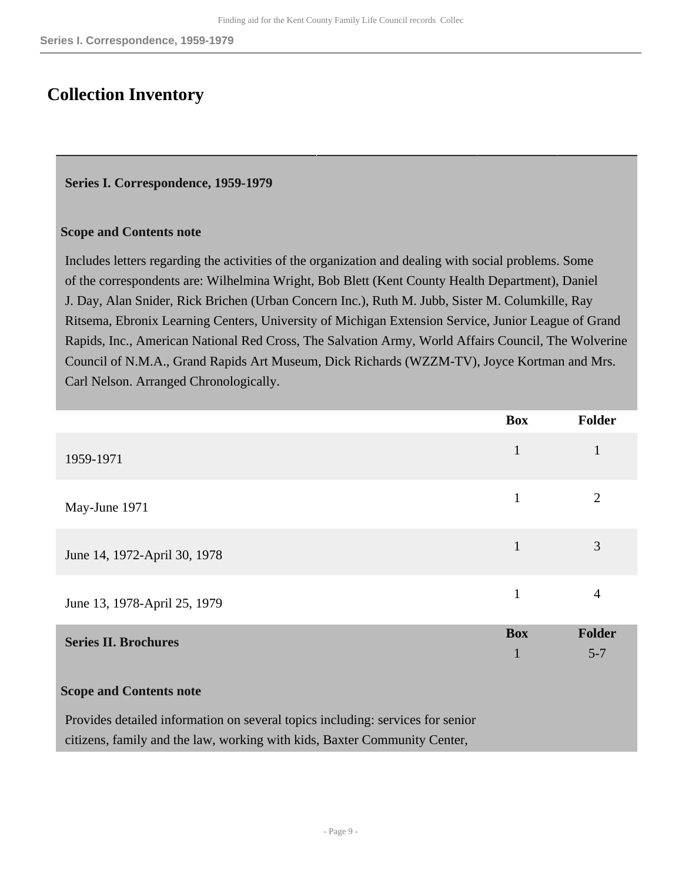## Collection Inventory

### Series I. Correspondence, 1959-1979

**Scope and Contents note**

Includes letters regarding the activities of the organization and dealing with social problems. Some of the correspondents are: Wilhelmina Wright, Bob Blett (Kent County Health Department), Daniel J. Day, Alan Snider, Rick Brichen (Urban Concern Inc.), Ruth M. Jubb, Sister M. Columkille, Ray Ritsema, Ebronix Learning Centers, University of Michigan Extension Service, Junior League of Grand Rapids, Inc., American National Red Cross, The Salvation Army, World Affairs Council, The Wolverine Council of N.M.A., Grand Rapids Art Museum, Dick Richards (WZZM-TV), Joyce Kortman and Mrs. Carl Nelson. Arranged Chronologically.

| | Box | Folder |
| --- | --- | --- |
| 1959-1971 | 1 | 1 |
| May-June 1971 | 1 | 2 |
| June 14, 1972-April 30, 1978 | 1 | 3 |
| June 13, 1978-April 25, 1979 | 1 | 4 |

### Series II. Brochures

| Box | Folder |
| --- | --- |
| 1 | 5-7 |

**Scope and Contents note**

Provides detailed information on several topics including: services for senior citizens, family and the law, working with kids, Baxter Community Center,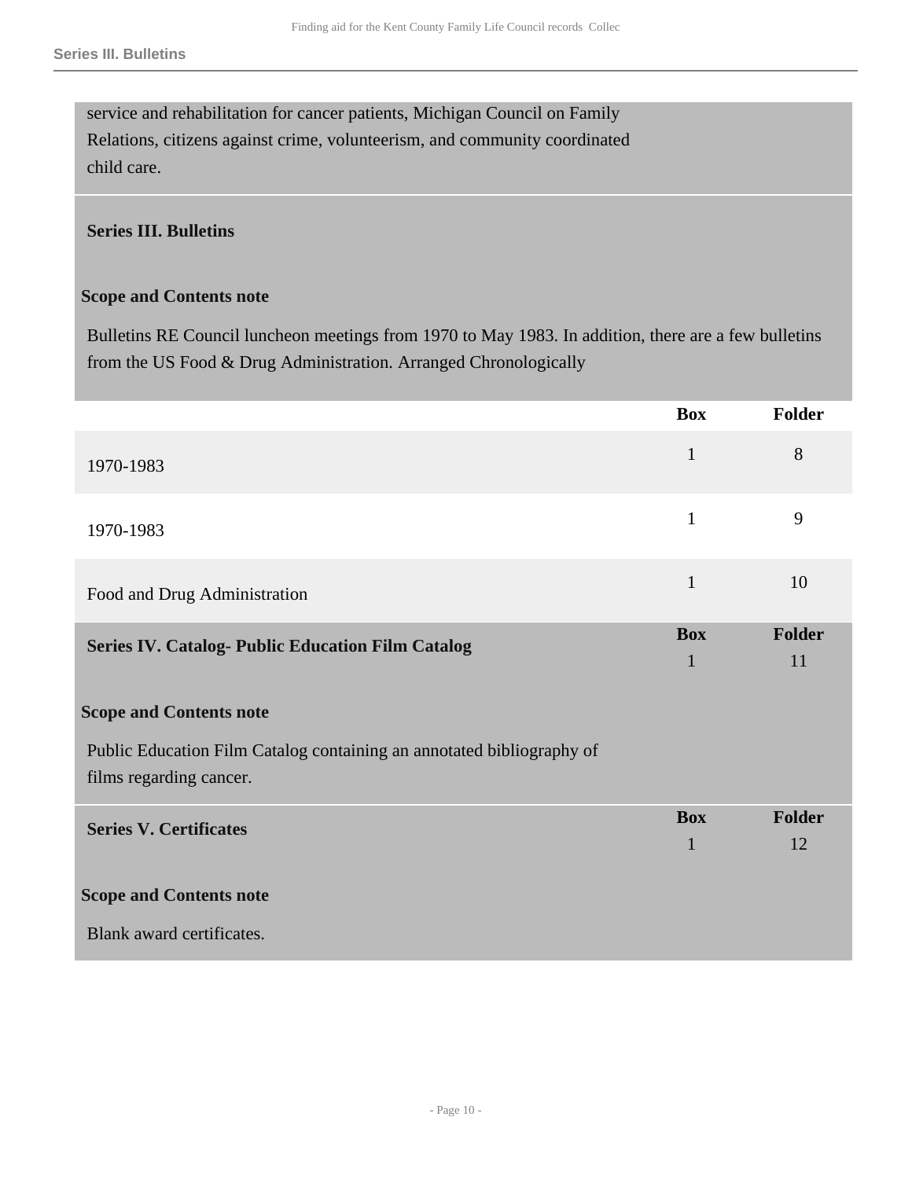service and rehabilitation for cancer patients, Michigan Council on Family Relations, citizens against crime, volunteerism, and community coordinated child care.

### Series III. Bulletins

**Scope and Contents note**

Bulletins RE Council luncheon meetings from 1970 to May 1983. In addition, there are a few bulletins from the US Food & Drug Administration. Arranged Chronologically

| | Box | Folder |
|---|---|---|
| 1970-1983 | 1 | 8 |
| 1970-1983 | 1 | 9 |
| Food and Drug Administration | 1 | 10 |

### Series IV. Catalog- Public Education Film Catalog

| Box | Folder |
|---|---|
| 1 | 11 |

**Scope and Contents note**

Public Education Film Catalog containing an annotated bibliography of films regarding cancer.

### Series V. Certificates

| Box | Folder |
|---|---|
| 1 | 12 |

**Scope and Contents note**

Blank award certificates.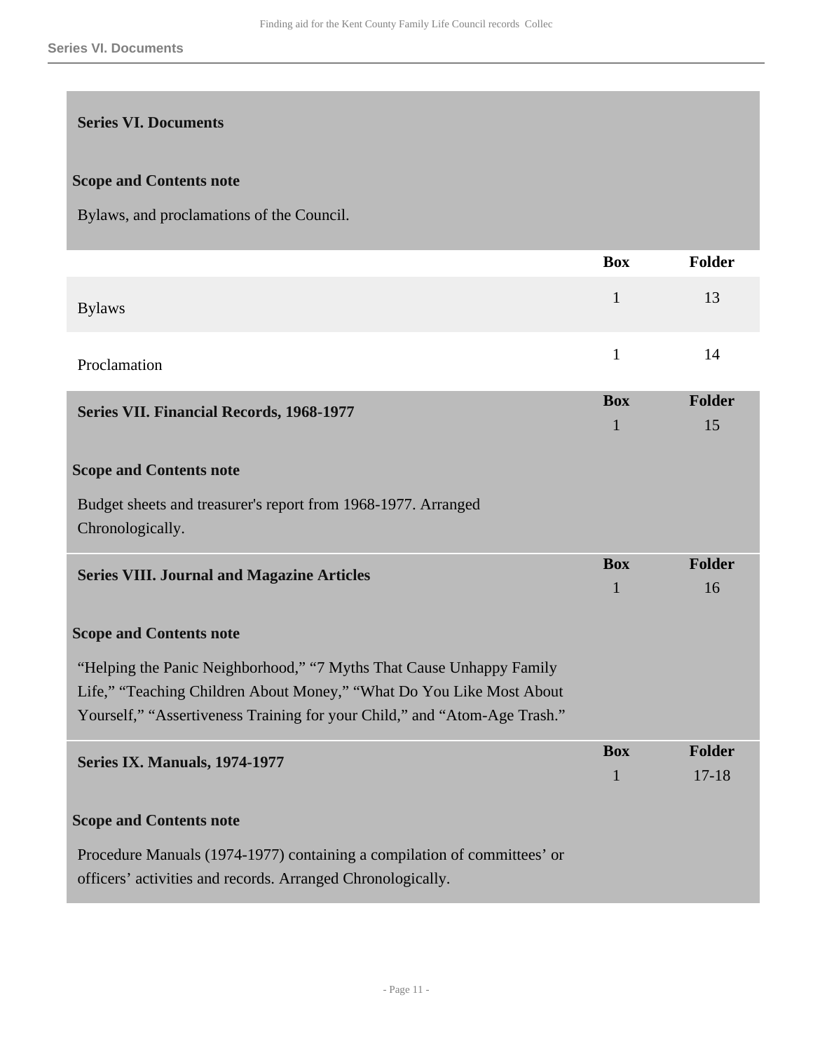## Series VI. Documents

**Scope and Contents note**

Bylaws, and proclamations of the Council.

| | Box | Folder |
|---|---|---|
| Bylaws | 1 | 13 |
| Proclamation | 1 | 14 |

## Series VII. Financial Records, 1968-1977

| Box | Folder |
|---|---|
| 1 | 15 |

**Scope and Contents note**

Budget sheets and treasurer's report from 1968-1977. Arranged Chronologically.

## Series VIII. Journal and Magazine Articles

| Box | Folder |
|---|---|
| 1 | 16 |

**Scope and Contents note**

"Helping the Panic Neighborhood," "7 Myths That Cause Unhappy Family Life," "Teaching Children About Money," "What Do You Like Most About Yourself," "Assertiveness Training for your Child," and "Atom-Age Trash."

## Series IX. Manuals, 1974-1977

| Box | Folder |
|---|---|
| 1 | 17-18 |

**Scope and Contents note**

Procedure Manuals (1974-1977) containing a compilation of committees' or officers' activities and records. Arranged Chronologically.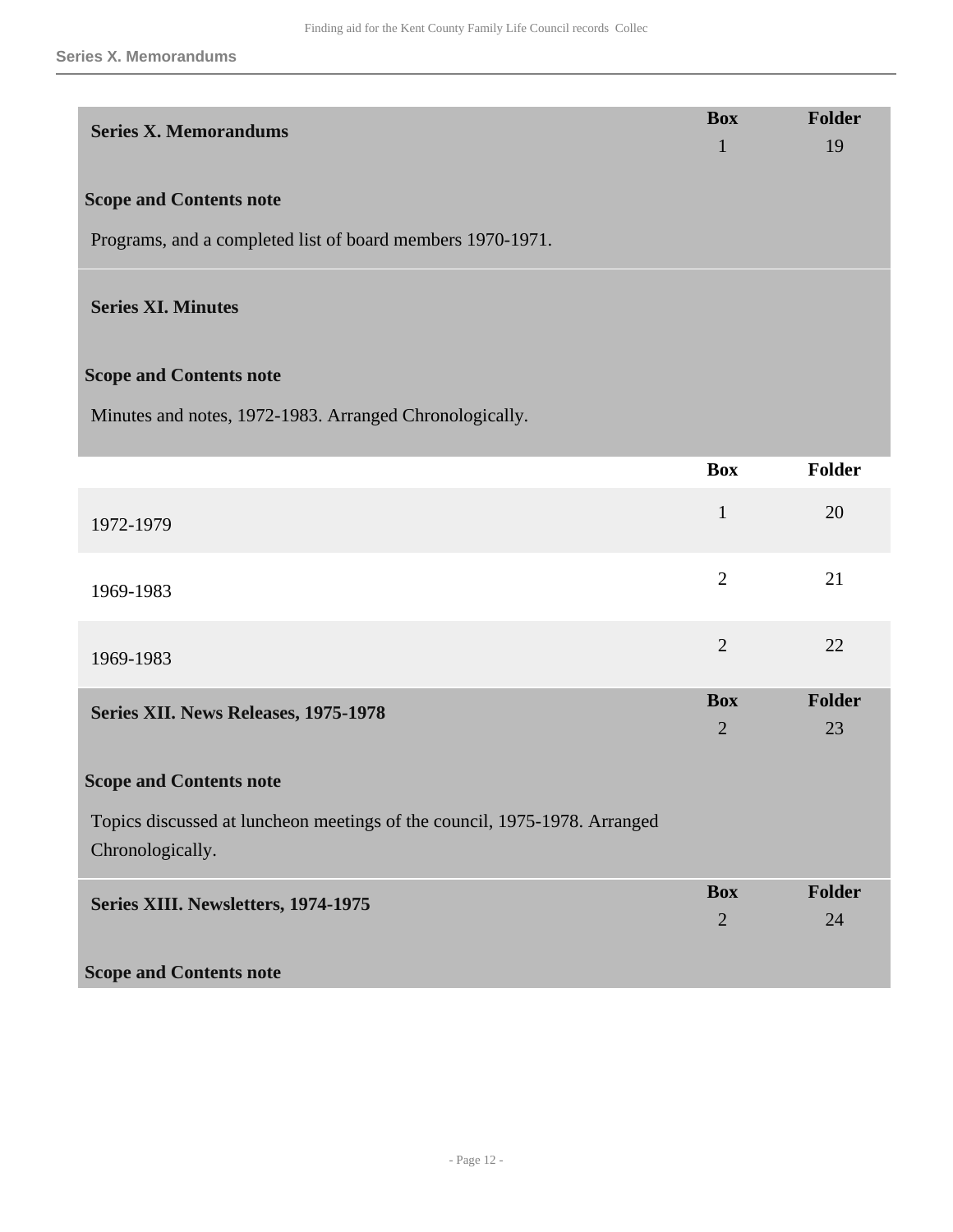## Series X. Memorandums

| Series X. Memorandums | Box | Folder |
|---|---|---|
| | 1 | 19 |

**Scope and Contents note**

Programs, and a completed list of board members 1970-1971.

## Series XI. Minutes

**Scope and Contents note**

Minutes and notes, 1972-1983. Arranged Chronologically.

| | Box | Folder |
|---|---|---|
| 1972-1979 | 1 | 20 |
| 1969-1983 | 2 | 21 |
| 1969-1983 | 2 | 22 |

## Series XII. News Releases, 1975-1978

| Series XII. News Releases, 1975-1978 | Box | Folder |
|---|---|---|
| | 2 | 23 |

**Scope and Contents note**

Topics discussed at luncheon meetings of the council, 1975-1978. Arranged Chronologically.

## Series XIII. Newsletters, 1974-1975

| Series XIII. Newsletters, 1974-1975 | Box | Folder |
|---|---|---|
| | 2 | 24 |

**Scope and Contents note**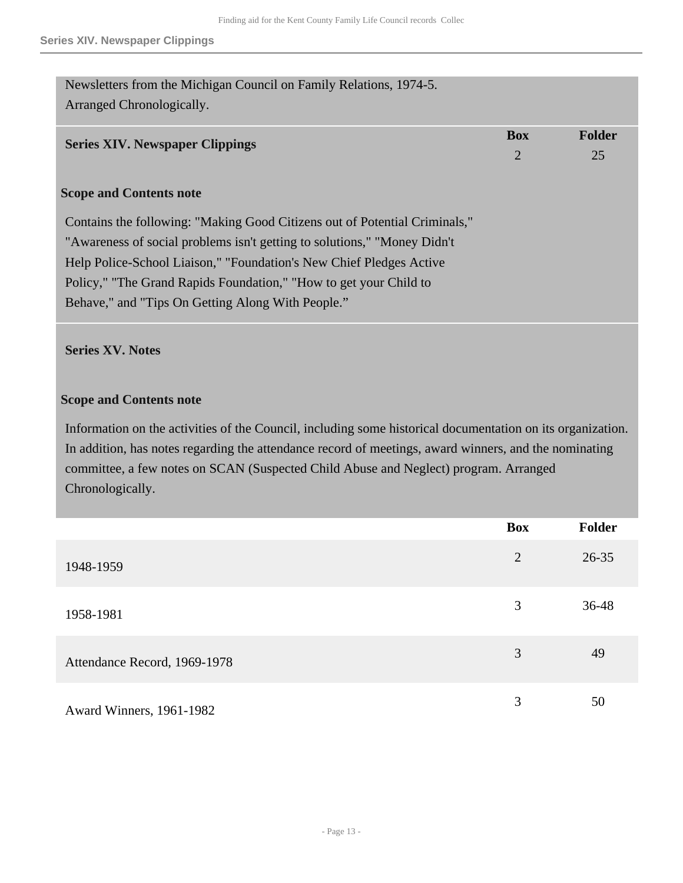Newsletters from the Michigan Council on Family Relations, 1974-5.
Arranged Chronologically.

## Series XIV. Newspaper Clippings

| | Box | Folder |
|---|---|---|
| Series XIV. Newspaper Clippings | 2 | 25 |

### Scope and Contents note

Contains the following: "Making Good Citizens out of Potential Criminals," "Awareness of social problems isn't getting to solutions," "Money Didn't Help Police-School Liaison," "Foundation's New Chief Pledges Active Policy," "The Grand Rapids Foundation," "How to get your Child to Behave," and "Tips On Getting Along With People."

## Series XV. Notes

### Scope and Contents note

Information on the activities of the Council, including some historical documentation on its organization. In addition, has notes regarding the attendance record of meetings, award winners, and the nominating committee, a few notes on SCAN (Suspected Child Abuse and Neglect) program. Arranged Chronologically.

| | Box | Folder |
|---|---|---|
| 1948-1959 | 2 | 26-35 |
| 1958-1981 | 3 | 36-48 |
| Attendance Record, 1969-1978 | 3 | 49 |
| Award Winners, 1961-1982 | 3 | 50 |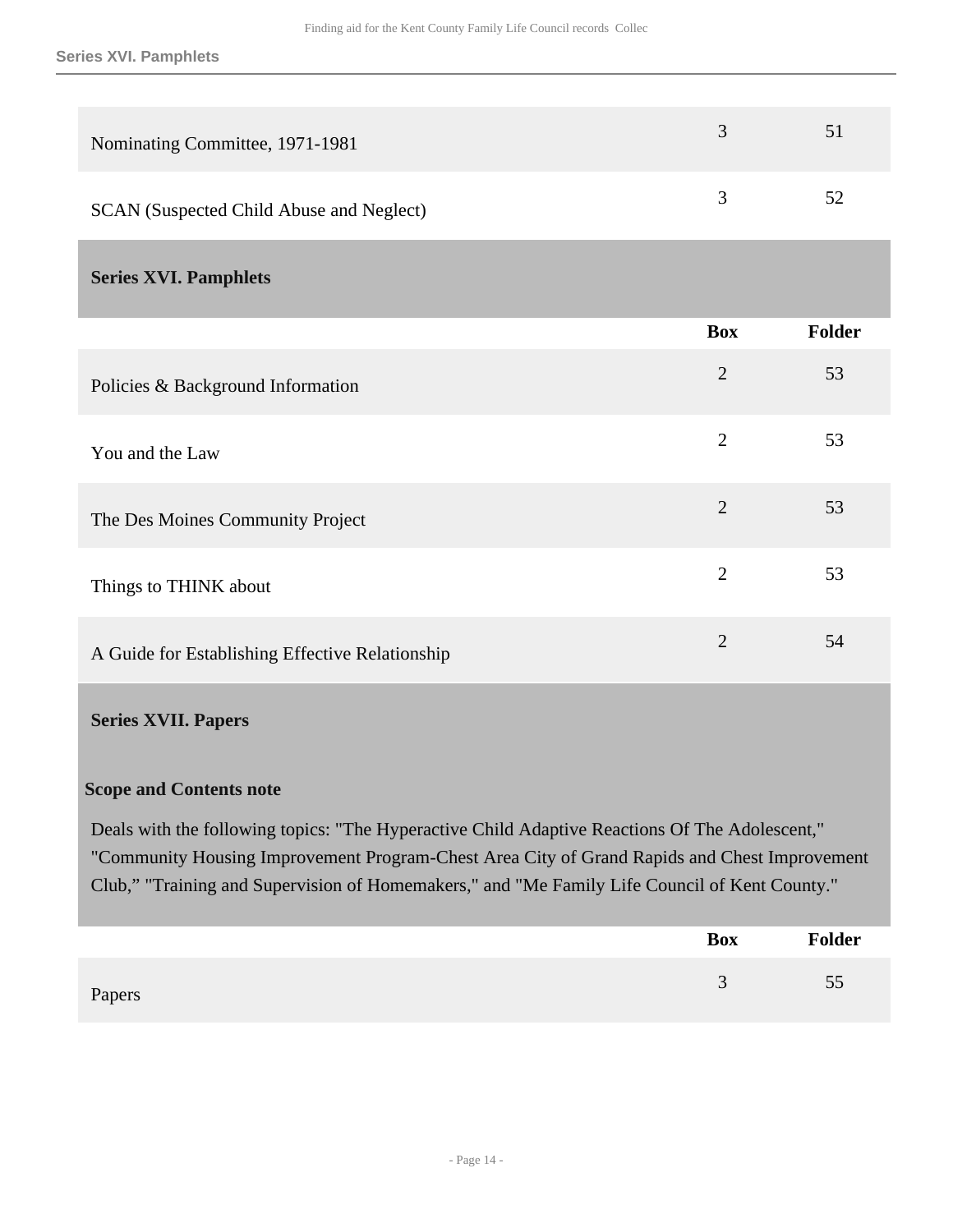| | Box | Folder |
|---|---|---|
| Nominating Committee, 1971-1981 | 3 | 51 |
| SCAN (Suspected Child Abuse and Neglect) | 3 | 52 |

## Series XVI. Pamphlets

| | Box | Folder |
|---|---|---|
| Policies & Background Information | 2 | 53 |
| You and the Law | 2 | 53 |
| The Des Moines Community Project | 2 | 53 |
| Things to THINK about | 2 | 53 |
| A Guide for Establishing Effective Relationship | 2 | 54 |

## Series XVII. Papers

### Scope and Contents note

Deals with the following topics: "The Hyperactive Child Adaptive Reactions Of The Adolescent," "Community Housing Improvement Program-Chest Area City of Grand Rapids and Chest Improvement Club," "Training and Supervision of Homemakers," and "Me Family Life Council of Kent County."

| | Box | Folder |
|---|---|---|
| Papers | 3 | 55 |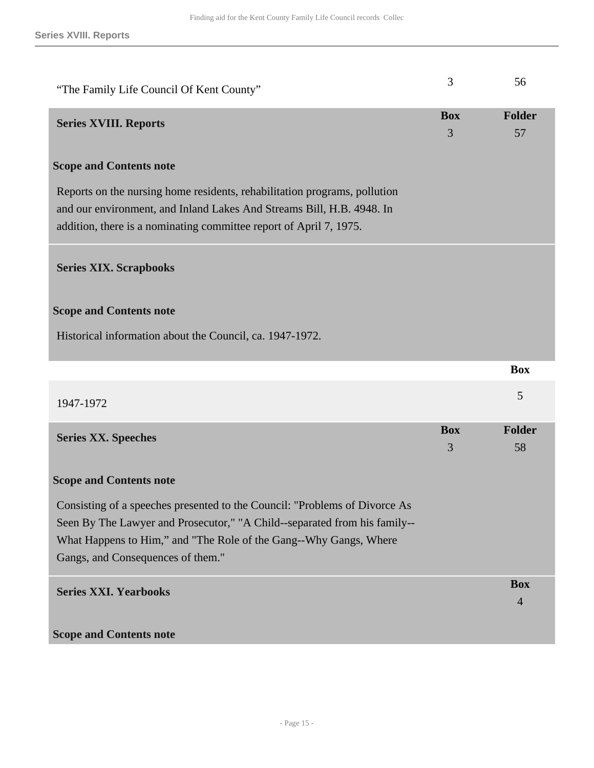| | Box | Folder |
|---|---|---|
| "The Family Life Council Of Kent County" | 3 | 56 |

## Series XVIII. Reports

| | Box | Folder |
|---|---|---|
| | 3 | 57 |

**Scope and Contents note**

Reports on the nursing home residents, rehabilitation programs, pollution and our environment, and Inland Lakes And Streams Bill, H.B. 4948. In addition, there is a nominating committee report of April 7, 1975.

## Series XIX. Scrapbooks

**Scope and Contents note**

Historical information about the Council, ca. 1947-1972.

| | Box |
|---|---|
| 1947-1972 | 5 |

## Series XX. Speeches

| | Box | Folder |
|---|---|---|
| | 3 | 58 |

**Scope and Contents note**

Consisting of a speeches presented to the Council: "Problems of Divorce As Seen By The Lawyer and Prosecutor," "A Child--separated from his family--What Happens to Him," and "The Role of the Gang--Why Gangs, Where Gangs, and Consequences of them."

## Series XXI. Yearbooks

| | Box |
|---|---|
| | 4 |

**Scope and Contents note**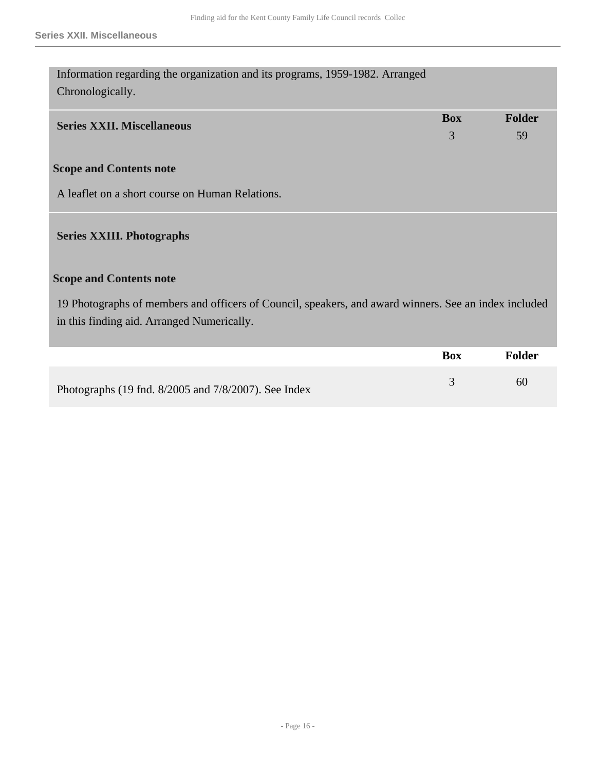Information regarding the organization and its programs, 1959-1982. Arranged Chronologically.

### Series XXII. Miscellaneous

| | Box | Folder |
|---|---|---|
| Series XXII. Miscellaneous | 3 | 59 |

**Scope and Contents note**

A leaflet on a short course on Human Relations.

### Series XXIII. Photographs

**Scope and Contents note**

19 Photographs of members and officers of Council, speakers, and award winners. See an index included in this finding aid. Arranged Numerically.

| | Box | Folder |
|---|---|---|
| Photographs (19 fnd. 8/2005 and 7/8/2007). See Index | 3 | 60 |